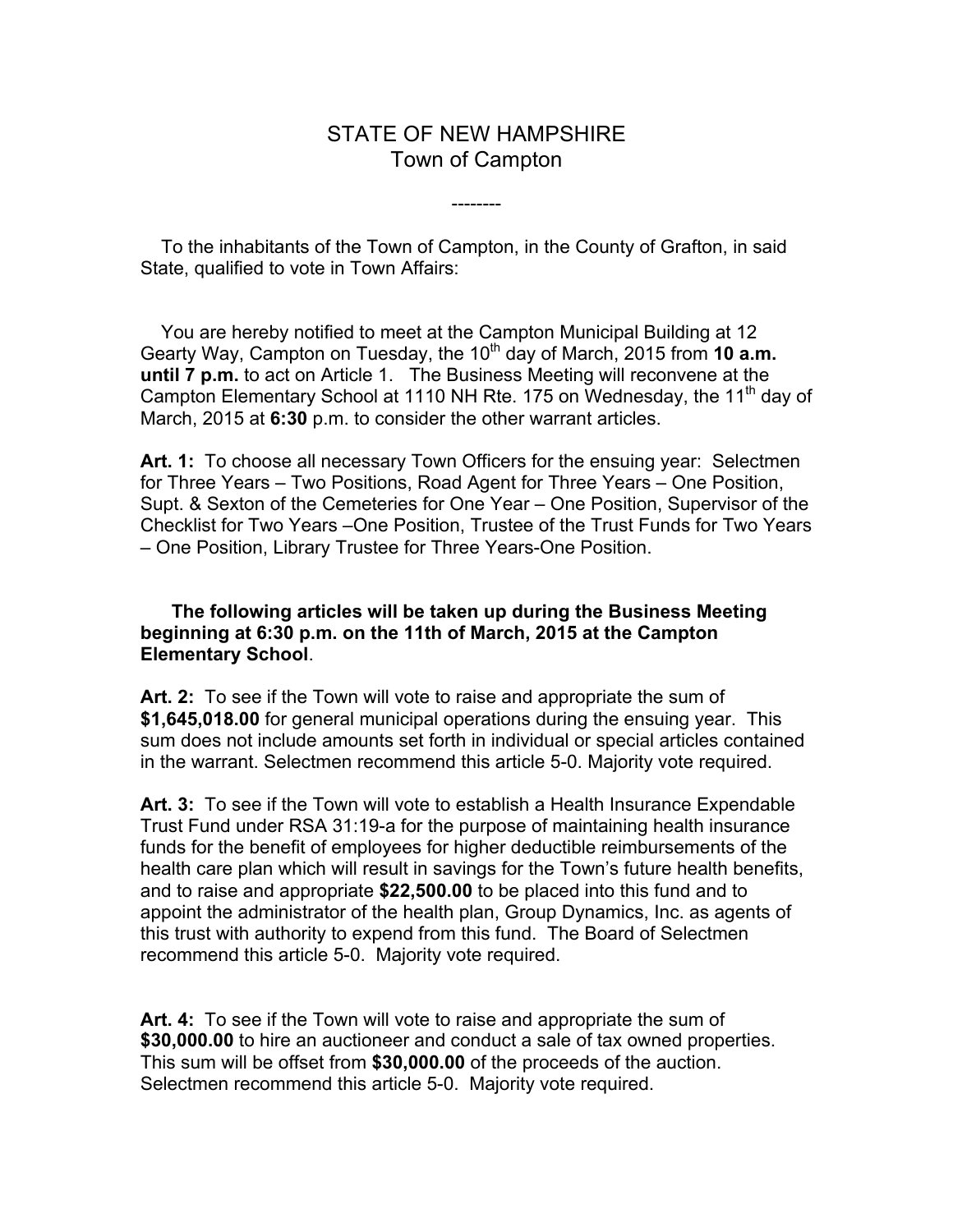# STATE OF NEW HAMPSHIRE
## Town of Campton

--------

To the inhabitants of the Town of Campton, in the County of Grafton, in said State, qualified to vote in Town Affairs:

You are hereby notified to meet at the Campton Municipal Building at 12 Gearty Way, Campton on Tuesday, the 10th day of March, 2015 from **10 a.m. until 7 p.m.** to act on Article 1. The Business Meeting will reconvene at the Campton Elementary School at 1110 NH Rte. 175 on Wednesday, the 11th day of March, 2015 at **6:30** p.m. to consider the other warrant articles.

**Art. 1:** To choose all necessary Town Officers for the ensuing year: Selectmen for Three Years – Two Positions, Road Agent for Three Years – One Position, Supt. & Sexton of the Cemeteries for One Year – One Position, Supervisor of the Checklist for Two Years –One Position, Trustee of the Trust Funds for Two Years – One Position, Library Trustee for Three Years-One Position.

**The following articles will be taken up during the Business Meeting beginning at 6:30 p.m. on the 11th of March, 2015 at the Campton Elementary School**.

**Art. 2:** To see if the Town will vote to raise and appropriate the sum of **$1,645,018.00** for general municipal operations during the ensuing year. This sum does not include amounts set forth in individual or special articles contained in the warrant. Selectmen recommend this article 5-0. Majority vote required.

**Art. 3:** To see if the Town will vote to establish a Health Insurance Expendable Trust Fund under RSA 31:19-a for the purpose of maintaining health insurance funds for the benefit of employees for higher deductible reimbursements of the health care plan which will result in savings for the Town's future health benefits, and to raise and appropriate **$22,500.00** to be placed into this fund and to appoint the administrator of the health plan, Group Dynamics, Inc. as agents of this trust with authority to expend from this fund. The Board of Selectmen recommend this article 5-0. Majority vote required.

**Art. 4:** To see if the Town will vote to raise and appropriate the sum of **$30,000.00** to hire an auctioneer and conduct a sale of tax owned properties. This sum will be offset from **$30,000.00** of the proceeds of the auction. Selectmen recommend this article 5-0. Majority vote required.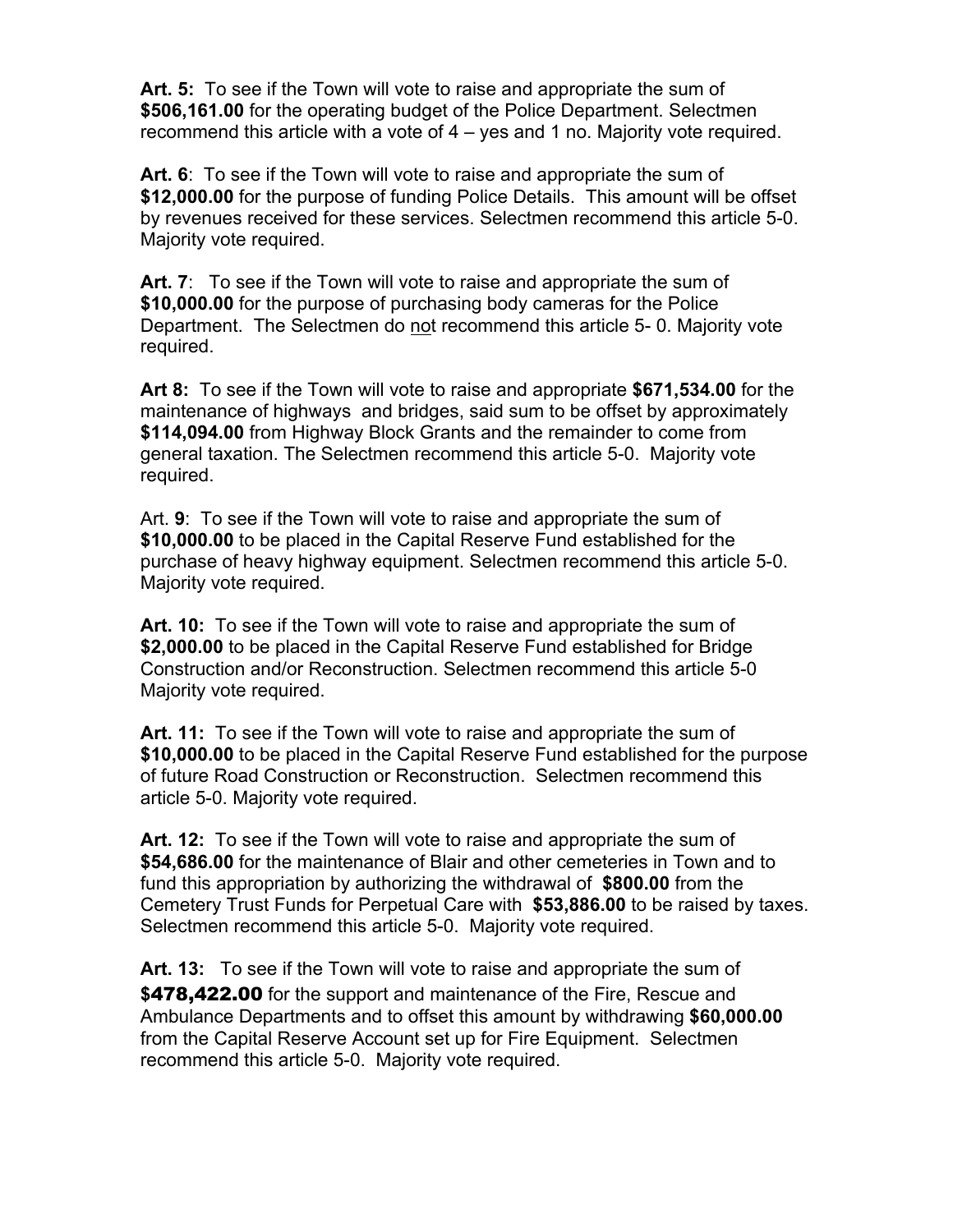**Art. 5:** To see if the Town will vote to raise and appropriate the sum of **$506,161.00** for the operating budget of the Police Department. Selectmen recommend this article with a vote of 4 – yes and 1 no. Majority vote required.

**Art. 6**: To see if the Town will vote to raise and appropriate the sum of **$12,000.00** for the purpose of funding Police Details. This amount will be offset by revenues received for these services. Selectmen recommend this article 5-0. Majority vote required.

**Art. 7**: To see if the Town will vote to raise and appropriate the sum of **$10,000.00** for the purpose of purchasing body cameras for the Police Department. The Selectmen do not recommend this article 5- 0. Majority vote required.

**Art 8:** To see if the Town will vote to raise and appropriate **$671,534.00** for the maintenance of highways and bridges, said sum to be offset by approximately **$114,094.00** from Highway Block Grants and the remainder to come from general taxation. The Selectmen recommend this article 5-0. Majority vote required.

Art. **9**: To see if the Town will vote to raise and appropriate the sum of **$10,000.00** to be placed in the Capital Reserve Fund established for the purchase of heavy highway equipment. Selectmen recommend this article 5-0. Majority vote required.

**Art. 10:** To see if the Town will vote to raise and appropriate the sum of **$2,000.00** to be placed in the Capital Reserve Fund established for Bridge Construction and/or Reconstruction. Selectmen recommend this article 5-0 Majority vote required.

**Art. 11:** To see if the Town will vote to raise and appropriate the sum of **$10,000.00** to be placed in the Capital Reserve Fund established for the purpose of future Road Construction or Reconstruction. Selectmen recommend this article 5-0. Majority vote required.

**Art. 12:** To see if the Town will vote to raise and appropriate the sum of **$54,686.00** for the maintenance of Blair and other cemeteries in Town and to fund this appropriation by authorizing the withdrawal of **$800.00** from the Cemetery Trust Funds for Perpetual Care with **$53,886.00** to be raised by taxes. Selectmen recommend this article 5-0. Majority vote required.

**Art. 13:** To see if the Town will vote to raise and appropriate the sum of **$478,422.00** for the support and maintenance of the Fire, Rescue and Ambulance Departments and to offset this amount by withdrawing **$60,000.00** from the Capital Reserve Account set up for Fire Equipment. Selectmen recommend this article 5-0. Majority vote required.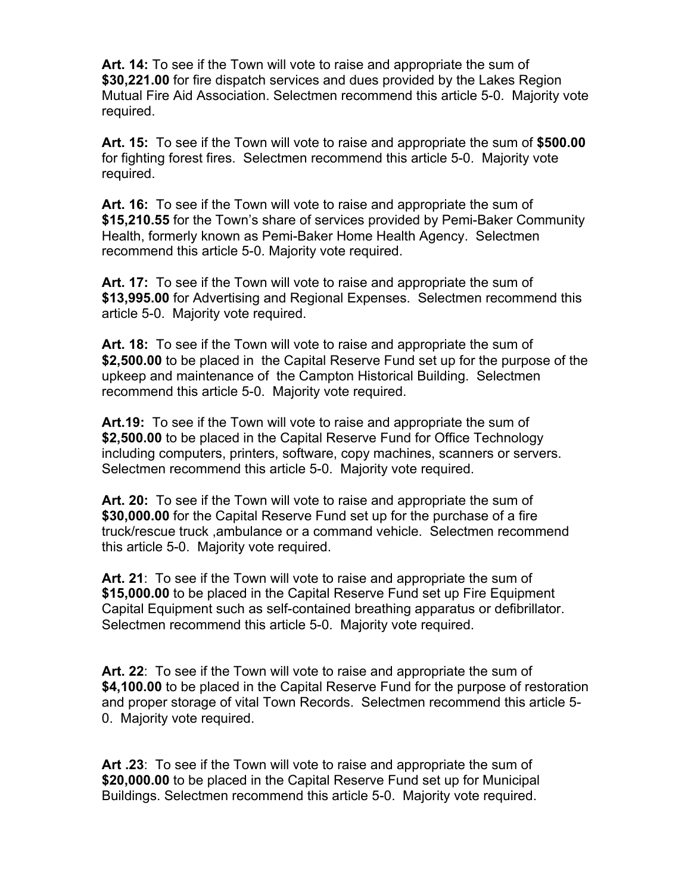**Art. 14:** To see if the Town will vote to raise and appropriate the sum of **$30,221.00** for fire dispatch services and dues provided by the Lakes Region Mutual Fire Aid Association. Selectmen recommend this article 5-0. Majority vote required.

**Art. 15:** To see if the Town will vote to raise and appropriate the sum of **$500.00** for fighting forest fires. Selectmen recommend this article 5-0. Majority vote required.

**Art. 16:** To see if the Town will vote to raise and appropriate the sum of **$15,210.55** for the Town's share of services provided by Pemi-Baker Community Health, formerly known as Pemi-Baker Home Health Agency. Selectmen recommend this article 5-0. Majority vote required.

**Art. 17:** To see if the Town will vote to raise and appropriate the sum of **$13,995.00** for Advertising and Regional Expenses. Selectmen recommend this article 5-0. Majority vote required.

**Art. 18:** To see if the Town will vote to raise and appropriate the sum of **$2,500.00** to be placed in the Capital Reserve Fund set up for the purpose of the upkeep and maintenance of the Campton Historical Building. Selectmen recommend this article 5-0. Majority vote required.

**Art.19:** To see if the Town will vote to raise and appropriate the sum of **$2,500.00** to be placed in the Capital Reserve Fund for Office Technology including computers, printers, software, copy machines, scanners or servers. Selectmen recommend this article 5-0. Majority vote required.

**Art. 20:** To see if the Town will vote to raise and appropriate the sum of **$30,000.00** for the Capital Reserve Fund set up for the purchase of a fire truck/rescue truck ,ambulance or a command vehicle. Selectmen recommend this article 5-0. Majority vote required.

**Art. 21**: To see if the Town will vote to raise and appropriate the sum of **$15,000.00** to be placed in the Capital Reserve Fund set up Fire Equipment Capital Equipment such as self-contained breathing apparatus or defibrillator. Selectmen recommend this article 5-0. Majority vote required.

**Art. 22**: To see if the Town will vote to raise and appropriate the sum of **$4,100.00** to be placed in the Capital Reserve Fund for the purpose of restoration and proper storage of vital Town Records. Selectmen recommend this article 5-0. Majority vote required.

**Art .23**: To see if the Town will vote to raise and appropriate the sum of **$20,000.00** to be placed in the Capital Reserve Fund set up for Municipal Buildings. Selectmen recommend this article 5-0. Majority vote required.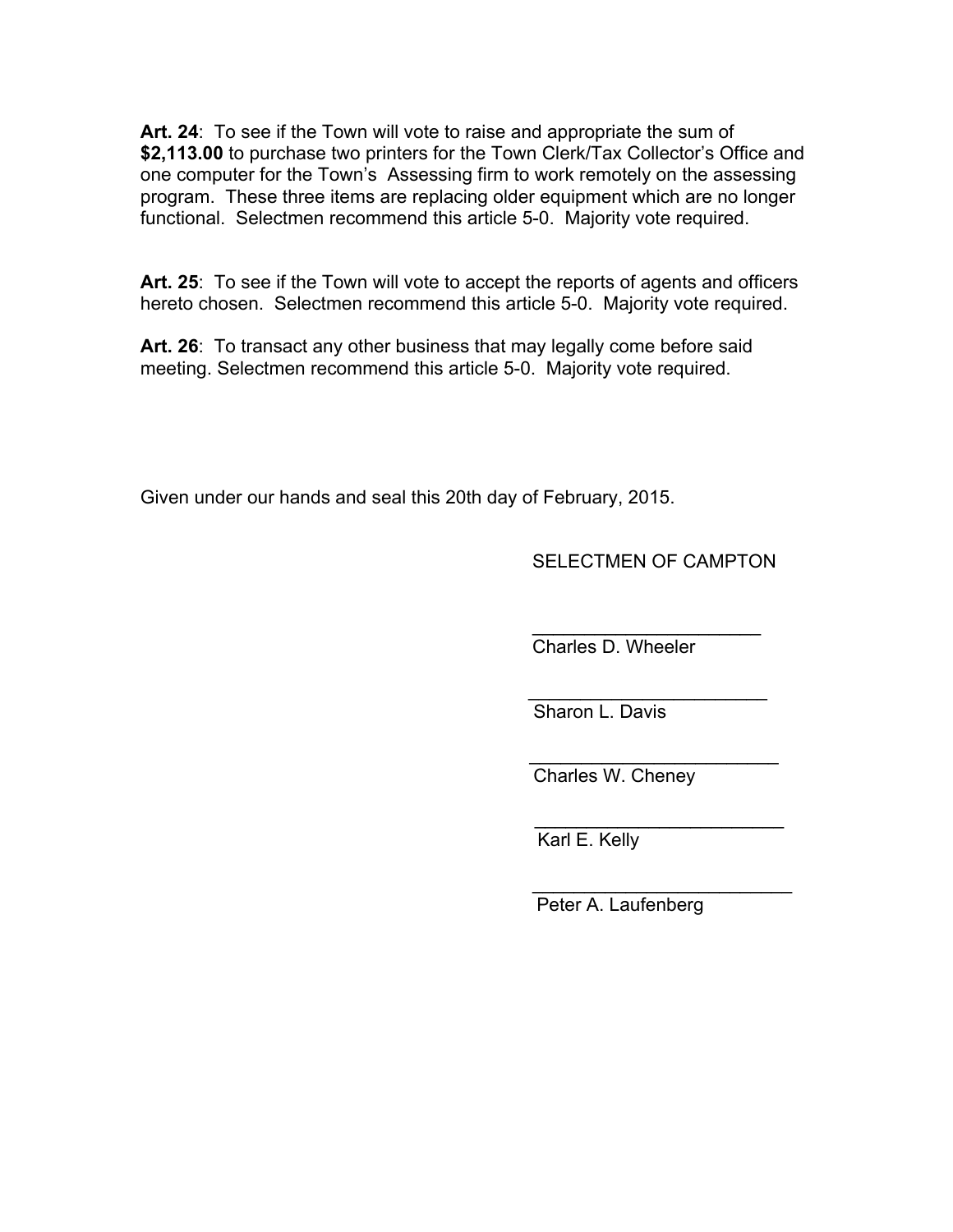**Art. 24**: To see if the Town will vote to raise and appropriate the sum of **$2,113.00** to purchase two printers for the Town Clerk/Tax Collector's Office and one computer for the Town's Assessing firm to work remotely on the assessing program. These three items are replacing older equipment which are no longer functional. Selectmen recommend this article 5-0. Majority vote required.

**Art. 25**: To see if the Town will vote to accept the reports of agents and officers hereto chosen. Selectmen recommend this article 5-0. Majority vote required.

**Art. 26**: To transact any other business that may legally come before said meeting. Selectmen recommend this article 5-0. Majority vote required.

Given under our hands and seal this 20th day of February, 2015.

SELECTMEN OF CAMPTON

______________________
Charles D. Wheeler

______________________
Sharon L. Davis

______________________
Charles W. Cheney

______________________
Karl E. Kelly

______________________
Peter A. Laufenberg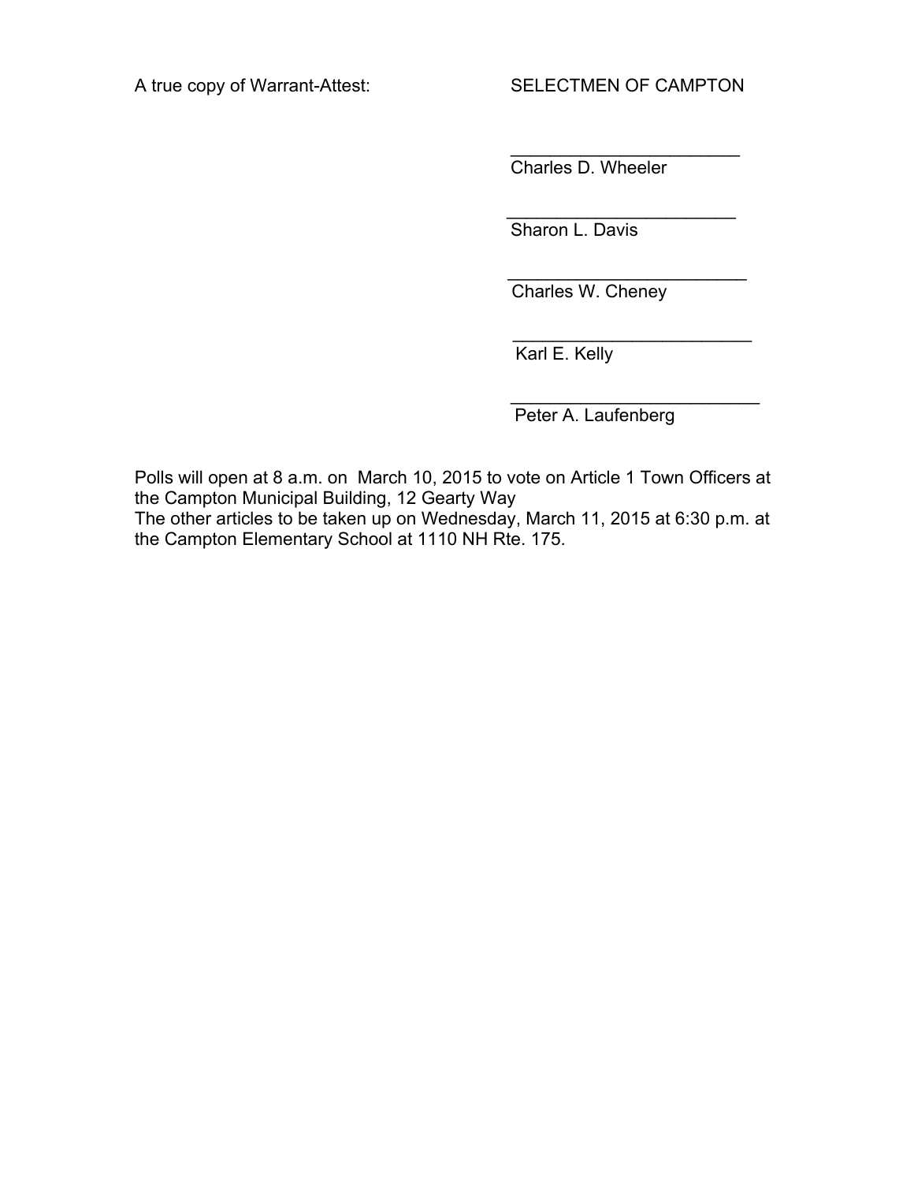A true copy of Warrant-Attest: SELECTMEN OF CAMPTON

\_\_\_\_\_\_\_\_\_\_\_\_\_\_\_\_\_\_\_\_\_\_\_\_\_
Charles D. Wheeler

\_\_\_\_\_\_\_\_\_\_\_\_\_\_\_\_\_\_\_\_\_\_\_\_\_
Sharon L. Davis

\_\_\_\_\_\_\_\_\_\_\_\_\_\_\_\_\_\_\_\_\_\_\_\_\_
Charles W. Cheney

\_\_\_\_\_\_\_\_\_\_\_\_\_\_\_\_\_\_\_\_\_\_\_\_\_
Karl E. Kelly

\_\_\_\_\_\_\_\_\_\_\_\_\_\_\_\_\_\_\_\_\_\_\_\_\_
Peter A. Laufenberg

Polls will open at 8 a.m. on March 10, 2015 to vote on Article 1 Town Officers at the Campton Municipal Building, 12 Gearty Way
The other articles to be taken up on Wednesday, March 11, 2015 at 6:30 p.m. at the Campton Elementary School at 1110 NH Rte. 175.